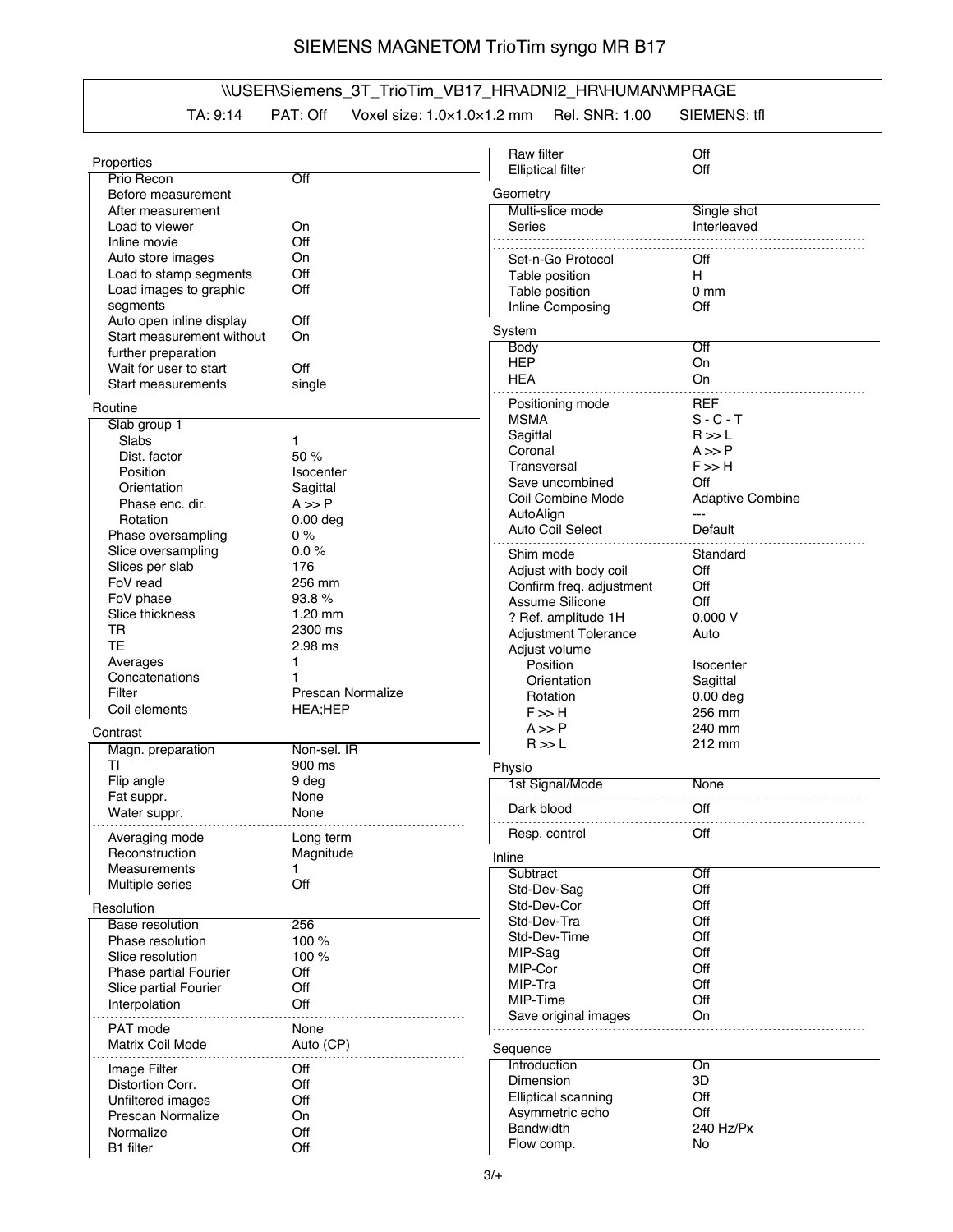# SIEMENS MAGNETOM TrioTim syngo MR B17

\\USER\Siemens_3T_TrioTim_VB17_HR\ADNI2_HR\HUMAN\MPRAGE

TA: 9:14 PAT: Off Voxel size: 1.0×1.0×1.2 mm Rel. SNR: 1.00 SIEMENS: tfl

## Properties

| | |
|---|---|
| Prio Recon | Off |
| Before measurement | |
| After measurement | |
| Load to viewer | On |
| Inline movie | Off |
| Auto store images | On |
| Load to stamp segments | Off |
| Load images to graphic segments | Off |
| Auto open inline display | Off |
| Start measurement without further preparation | On |
| Wait for user to start | Off |
| Start measurements | single |

## Routine

| | |
|---|---|
| Slab group 1 | |
| Slabs | 1 |
| Dist. factor | 50 % |
| Position | Isocenter |
| Orientation | Sagittal |
| Phase enc. dir. | A >> P |
| Rotation | 0.00 deg |
| Phase oversampling | 0 % |
| Slice oversampling | 0.0 % |
| Slices per slab | 176 |
| FoV read | 256 mm |
| FoV phase | 93.8 % |
| Slice thickness | 1.20 mm |
| TR | 2300 ms |
| TE | 2.98 ms |
| Averages | 1 |
| Concatenations | 1 |
| Filter | Prescan Normalize |
| Coil elements | HEA;HEP |

## Contrast

| | |
|---|---|
| Magn. preparation | Non-sel. IR |
| TI | 900 ms |
| Flip angle | 9 deg |
| Fat suppr. | None |
| Water suppr. | None |
| Averaging mode | Long term |
| Reconstruction | Magnitude |
| Measurements | 1 |
| Multiple series | Off |

## Resolution

| | |
|---|---|
| Base resolution | 256 |
| Phase resolution | 100 % |
| Slice resolution | 100 % |
| Phase partial Fourier | Off |
| Slice partial Fourier | Off |
| Interpolation | Off |
| PAT mode | None |
| Matrix Coil Mode | Auto (CP) |
| Image Filter | Off |
| Distortion Corr. | Off |
| Unfiltered images | Off |
| Prescan Normalize | On |
| Normalize | Off |
| B1 filter | Off |
| Raw filter | Off |
| Elliptical filter | Off |

## Geometry

| | |
|---|---|
| Multi-slice mode | Single shot |
| Series | Interleaved |
| Set-n-Go Protocol | Off |
| Table position | H |
| Table position | 0 mm |
| Inline Composing | Off |

## System

| | |
|---|---|
| Body | Off |
| HEP | On |
| HEA | On |
| Positioning mode | REF |
| MSMA | S - C - T |
| Sagittal | R >> L |
| Coronal | A >> P |
| Transversal | F >> H |
| Save uncombined | Off |
| Coil Combine Mode | Adaptive Combine |
| AutoAlign | --- |
| Auto Coil Select | Default |
| Shim mode | Standard |
| Adjust with body coil | Off |
| Confirm freq. adjustment | Off |
| Assume Silicone | Off |
| ? Ref. amplitude 1H | 0.000 V |
| Adjustment Tolerance | Auto |
| Adjust volume | |
| Position | Isocenter |
| Orientation | Sagittal |
| Rotation | 0.00 deg |
| F >> H | 256 mm |
| A >> P | 240 mm |
| R >> L | 212 mm |

## Physio

| | |
|---|---|
| 1st Signal/Mode | None |
| Dark blood | Off |
| Resp. control | Off |

## Inline

| | |
|---|---|
| Subtract | Off |
| Std-Dev-Sag | Off |
| Std-Dev-Cor | Off |
| Std-Dev-Tra | Off |
| Std-Dev-Time | Off |
| MIP-Sag | Off |
| MIP-Cor | Off |
| MIP-Tra | Off |
| MIP-Time | Off |
| Save original images | On |

## Sequence

| | |
|---|---|
| Introduction | On |
| Dimension | 3D |
| Elliptical scanning | Off |
| Asymmetric echo | Off |
| Bandwidth | 240 Hz/Px |
| Flow comp. | No |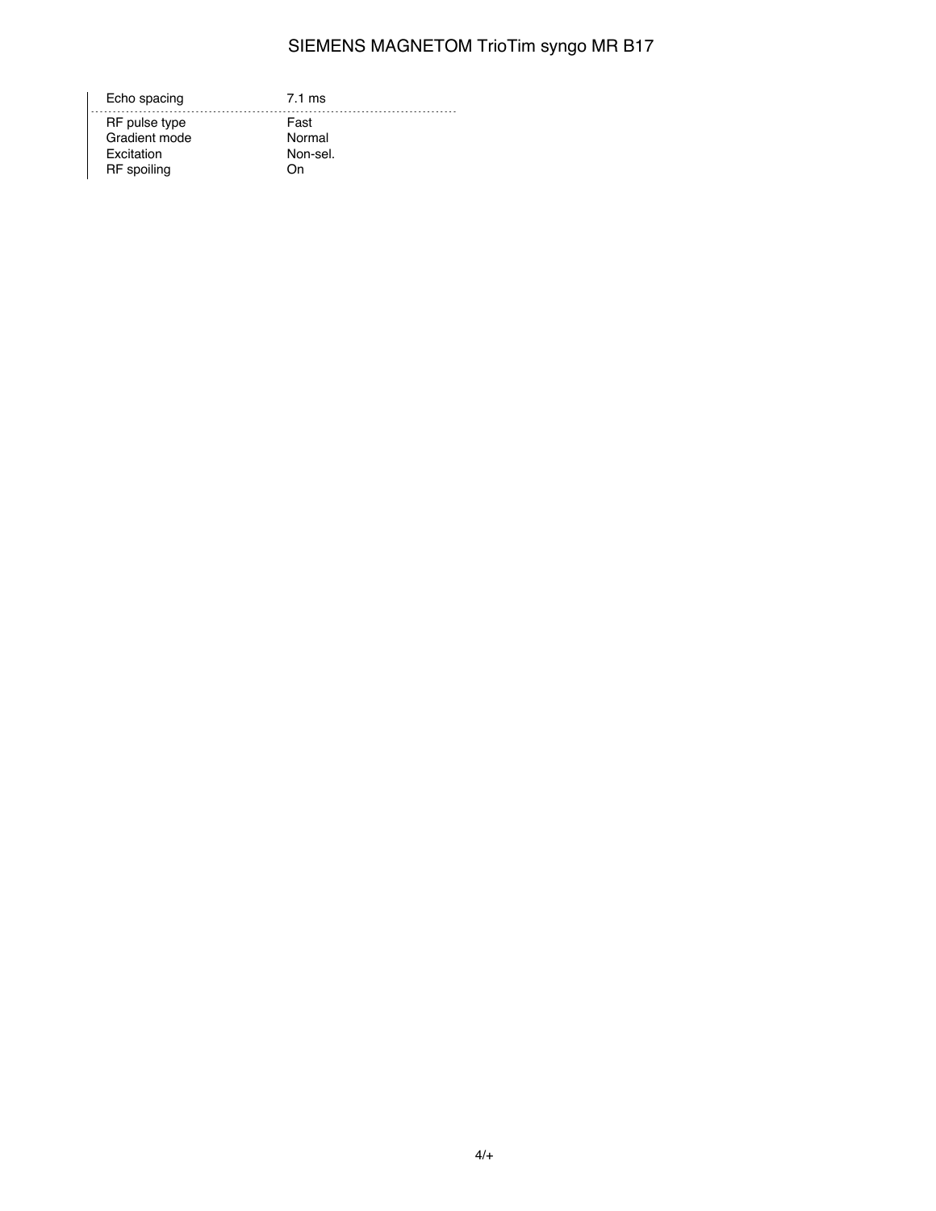| | |
|---|---|
| Echo spacing | 7.1 ms |
| RF pulse type | Fast |
| Gradient mode | Normal |
| Excitation | Non-sel. |
| RF spoiling | On |